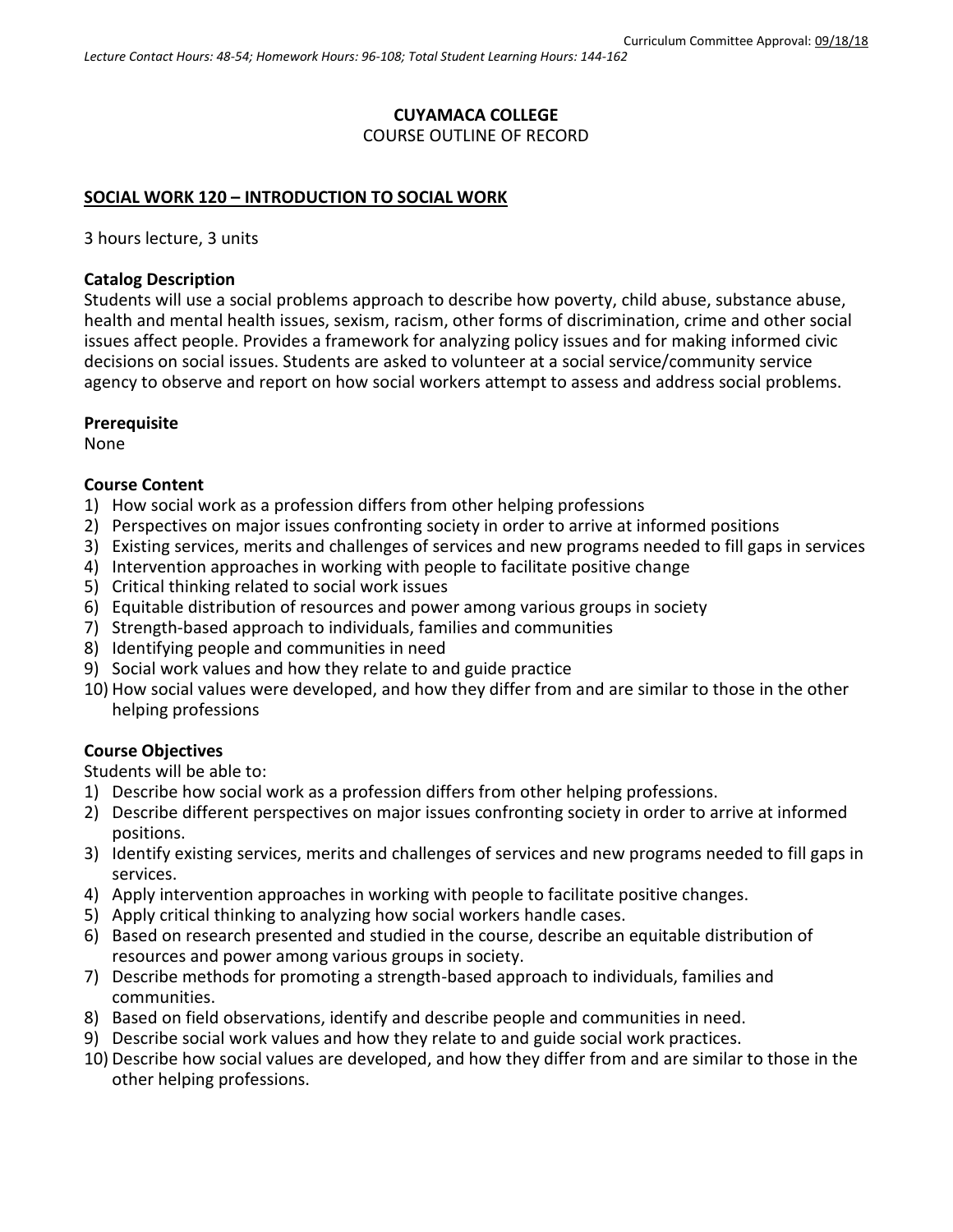Curriculum Committee Approval: 09/18/18

*Lecture Contact Hours: 48-54; Homework Hours: 96-108; Total Student Learning Hours: 144-162*

**CUYAMACA COLLEGE**
COURSE OUTLINE OF RECORD

**SOCIAL WORK 120 – INTRODUCTION TO SOCIAL WORK**

3 hours lecture, 3 units

**Catalog Description**
Students will use a social problems approach to describe how poverty, child abuse, substance abuse, health and mental health issues, sexism, racism, other forms of discrimination, crime and other social issues affect people. Provides a framework for analyzing policy issues and for making informed civic decisions on social issues. Students are asked to volunteer at a social service/community service agency to observe and report on how social workers attempt to assess and address social problems.

**Prerequisite**
None

**Course Content**
1) How social work as a profession differs from other helping professions
2) Perspectives on major issues confronting society in order to arrive at informed positions
3) Existing services, merits and challenges of services and new programs needed to fill gaps in services
4) Intervention approaches in working with people to facilitate positive change
5) Critical thinking related to social work issues
6) Equitable distribution of resources and power among various groups in society
7) Strength-based approach to individuals, families and communities
8) Identifying people and communities in need
9) Social work values and how they relate to and guide practice
10) How social values were developed, and how they differ from and are similar to those in the other helping professions

**Course Objectives**
Students will be able to:
1) Describe how social work as a profession differs from other helping professions.
2) Describe different perspectives on major issues confronting society in order to arrive at informed positions.
3) Identify existing services, merits and challenges of services and new programs needed to fill gaps in services.
4) Apply intervention approaches in working with people to facilitate positive changes.
5) Apply critical thinking to analyzing how social workers handle cases.
6) Based on research presented and studied in the course, describe an equitable distribution of resources and power among various groups in society.
7) Describe methods for promoting a strength-based approach to individuals, families and communities.
8) Based on field observations, identify and describe people and communities in need.
9) Describe social work values and how they relate to and guide social work practices.
10) Describe how social values are developed, and how they differ from and are similar to those in the other helping professions.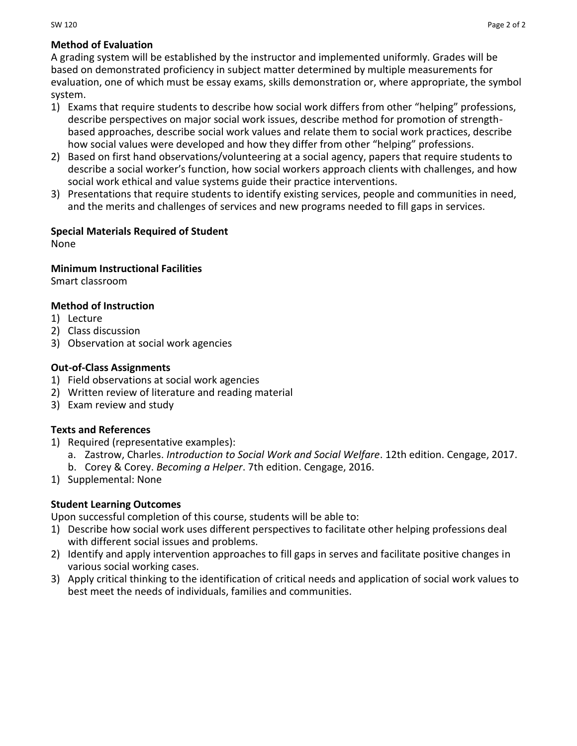**Method of Evaluation**

A grading system will be established by the instructor and implemented uniformly. Grades will be based on demonstrated proficiency in subject matter determined by multiple measurements for evaluation, one of which must be essay exams, skills demonstration or, where appropriate, the symbol system.

1) Exams that require students to describe how social work differs from other "helping" professions, describe perspectives on major social work issues, describe method for promotion of strength-based approaches, describe social work values and relate them to social work practices, describe how social values were developed and how they differ from other "helping" professions.
2) Based on first hand observations/volunteering at a social agency, papers that require students to describe a social worker's function, how social workers approach clients with challenges, and how social work ethical and value systems guide their practice interventions.
3) Presentations that require students to identify existing services, people and communities in need, and the merits and challenges of services and new programs needed to fill gaps in services.

**Special Materials Required of Student**

None

**Minimum Instructional Facilities**

Smart classroom

**Method of Instruction**

1) Lecture
2) Class discussion
3) Observation at social work agencies

**Out-of-Class Assignments**

1) Field observations at social work agencies
2) Written review of literature and reading material
3) Exam review and study

**Texts and References**

1) Required (representative examples):
   a. Zastrow, Charles. *Introduction to Social Work and Social Welfare*. 12th edition. Cengage, 2017.
   b. Corey & Corey. *Becoming a Helper*. 7th edition. Cengage, 2016.
1) Supplemental: None

**Student Learning Outcomes**

Upon successful completion of this course, students will be able to:

1) Describe how social work uses different perspectives to facilitate other helping professions deal with different social issues and problems.
2) Identify and apply intervention approaches to fill gaps in serves and facilitate positive changes in various social working cases.
3) Apply critical thinking to the identification of critical needs and application of social work values to best meet the needs of individuals, families and communities.